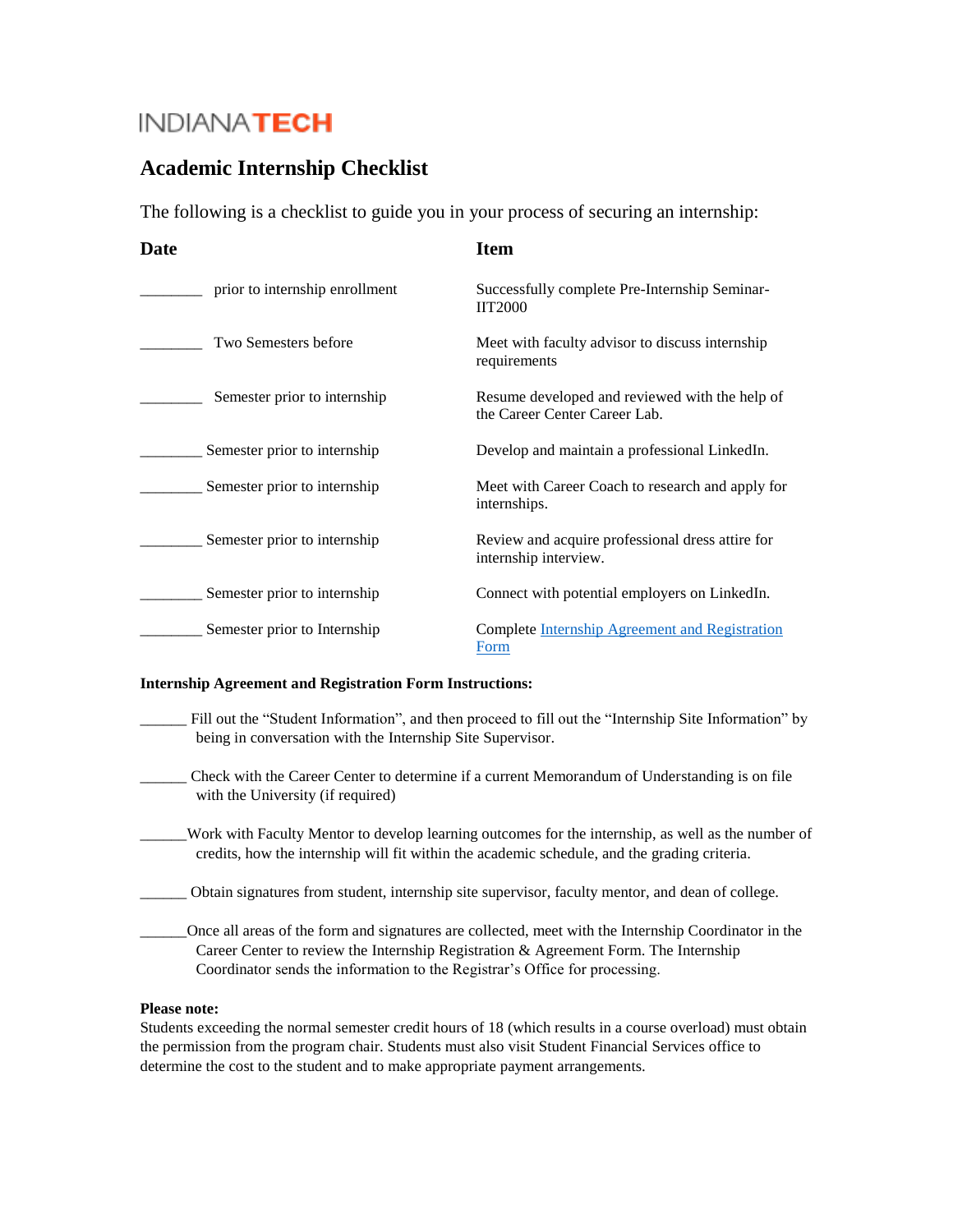INDIANA**TECH**

## Academic Internship Checklist

The following is a checklist to guide you in your process of securing an internship:

| Date | Item |
|---|---|
| ________ prior to internship enrollment | Successfully complete Pre-Internship Seminar-IIT2000 |
| ________ Two Semesters before | Meet with faculty advisor to discuss internship requirements |
| ________ Semester prior to internship | Resume developed and reviewed with the help of the Career Center Career Lab. |
| ________ Semester prior to internship | Develop and maintain a professional LinkedIn. |
| ________ Semester prior to internship | Meet with Career Coach to research and apply for internships. |
| ________ Semester prior to internship | Review and acquire professional dress attire for internship interview. |
| ________ Semester prior to internship | Connect with potential employers on LinkedIn. |
| ________ Semester prior to Internship | Complete Internship Agreement and Registration Form |

**Internship Agreement and Registration Form Instructions:**

______ Fill out the "Student Information", and then proceed to fill out the "Internship Site Information" by being in conversation with the Internship Site Supervisor.

______ Check with the Career Center to determine if a current Memorandum of Understanding is on file with the University (if required)

______Work with Faculty Mentor to develop learning outcomes for the internship, as well as the number of credits, how the internship will fit within the academic schedule, and the grading criteria.

______ Obtain signatures from student, internship site supervisor, faculty mentor, and dean of college.

______Once all areas of the form and signatures are collected, meet with the Internship Coordinator in the Career Center to review the Internship Registration & Agreement Form. The Internship Coordinator sends the information to the Registrar's Office for processing.

**Please note:**
Students exceeding the normal semester credit hours of 18 (which results in a course overload) must obtain the permission from the program chair. Students must also visit Student Financial Services office to determine the cost to the student and to make appropriate payment arrangements.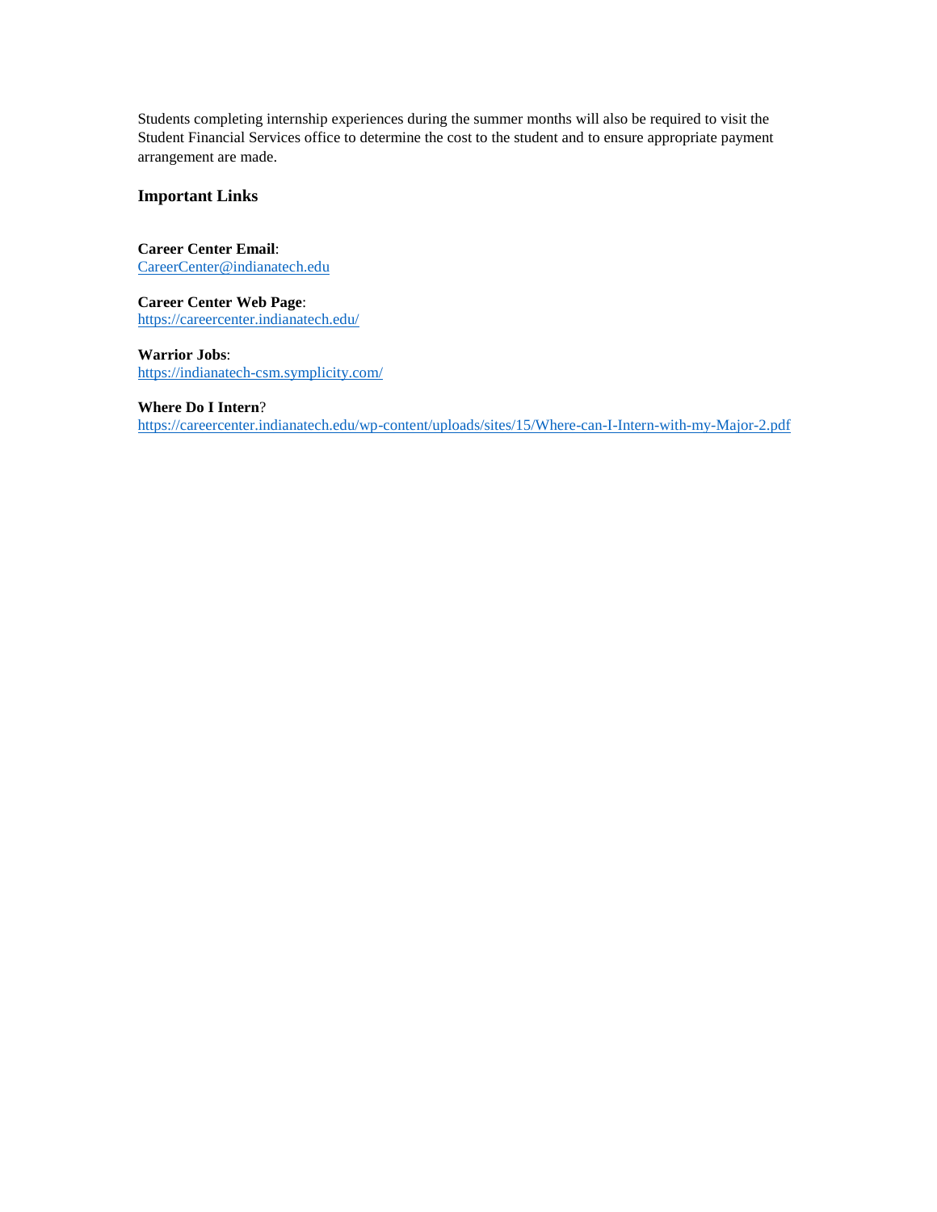Students completing internship experiences during the summer months will also be required to visit the Student Financial Services office to determine the cost to the student and to ensure appropriate payment arrangement are made.

### Important Links

**Career Center Email**:
CareerCenter@indianatech.edu

**Career Center Web Page**:
https://careercenter.indianatech.edu/

**Warrior Jobs**:
https://indianatech-csm.symplicity.com/

**Where Do I Intern**?
https://careercenter.indianatech.edu/wp-content/uploads/sites/15/Where-can-I-Intern-with-my-Major-2.pdf